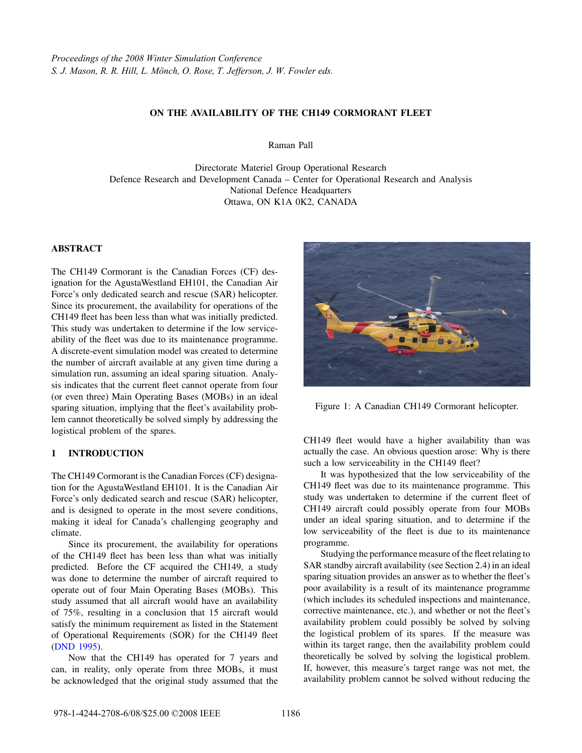*Proceedings of the 2008 Winter Simulation Conference*
*S. J. Mason, R. R. Hill, L. Mönch, O. Rose, T. Jefferson, J. W. Fowler eds.*

# ON THE AVAILABILITY OF THE CH149 CORMORANT FLEET

Raman Pall

Directorate Materiel Group Operational Research
Defence Research and Development Canada – Center for Operational Research and Analysis
National Defence Headquarters
Ottawa, ON K1A 0K2, CANADA

## ABSTRACT

The CH149 Cormorant is the Canadian Forces (CF) designation for the AgustaWestland EH101, the Canadian Air Force's only dedicated search and rescue (SAR) helicopter. Since its procurement, the availability for operations of the CH149 fleet has been less than what was initially predicted. This study was undertaken to determine if the low serviceability of the fleet was due to its maintenance programme. A discrete-event simulation model was created to determine the number of aircraft available at any given time during a simulation run, assuming an ideal sparing situation. Analysis indicates that the current fleet cannot operate from four (or even three) Main Operating Bases (MOBs) in an ideal sparing situation, implying that the fleet's availability problem cannot theoretically be solved simply by addressing the logistical problem of the spares.

Figure 1: A Canadian CH149 Cormorant helicopter.

## 1 INTRODUCTION

The CH149 Cormorant is the Canadian Forces (CF) designation for the AgustaWestland EH101. It is the Canadian Air Force's only dedicated search and rescue (SAR) helicopter, and is designed to operate in the most severe conditions, making it ideal for Canada's challenging geography and climate.

Since its procurement, the availability for operations of the CH149 fleet has been less than what was initially predicted. Before the CF acquired the CH149, a study was done to determine the number of aircraft required to operate out of four Main Operating Bases (MOBs). This study assumed that all aircraft would have an availability of 75%, resulting in a conclusion that 15 aircraft would satisfy the minimum requirement as listed in the Statement of Operational Requirements (SOR) for the CH149 fleet (DND 1995).

Now that the CH149 has operated for 7 years and can, in reality, only operate from three MOBs, it must be acknowledged that the original study assumed that the CH149 fleet would have a higher availability than was actually the case. An obvious question arose: Why is there such a low serviceability in the CH149 fleet?

It was hypothesized that the low serviceability of the CH149 fleet was due to its maintenance programme. This study was undertaken to determine if the current fleet of CH149 aircraft could possibly operate from four MOBs under an ideal sparing situation, and to determine if the low serviceability of the fleet is due to its maintenance programme.

Studying the performance measure of the fleet relating to SAR standby aircraft availability (see Section 2.4) in an ideal sparing situation provides an answer as to whether the fleet's poor availability is a result of its maintenance programme (which includes its scheduled inspections and maintenance, corrective maintenance, etc.), and whether or not the fleet's availability problem could possibly be solved by solving the logistical problem of its spares. If the measure was within its target range, then the availability problem could theoretically be solved by solving the logistical problem. If, however, this measure's target range was not met, the availability problem cannot be solved without reducing the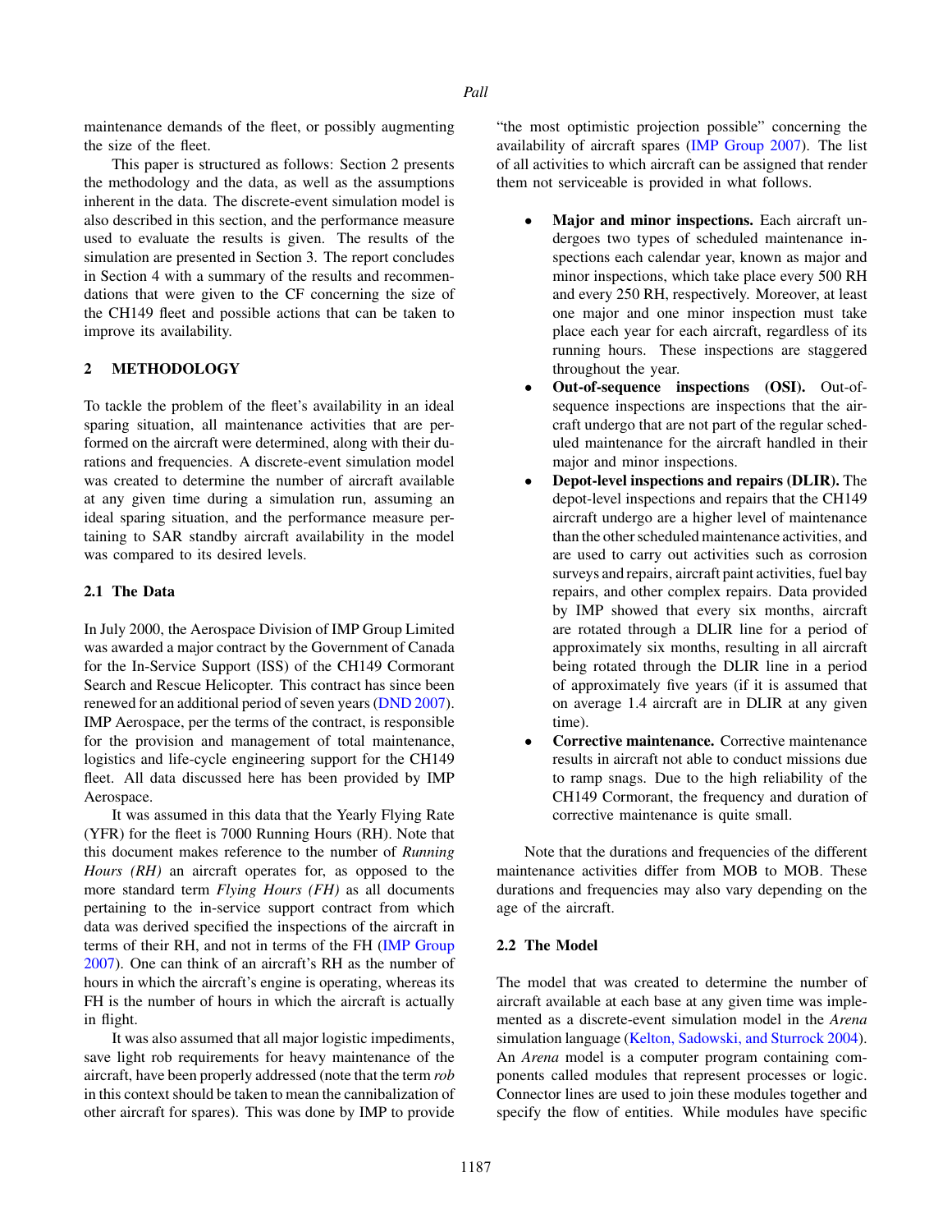maintenance demands of the fleet, or possibly augmenting the size of the fleet.

This paper is structured as follows: Section 2 presents the methodology and the data, as well as the assumptions inherent in the data. The discrete-event simulation model is also described in this section, and the performance measure used to evaluate the results is given. The results of the simulation are presented in Section 3. The report concludes in Section 4 with a summary of the results and recommendations that were given to the CF concerning the size of the CH149 fleet and possible actions that can be taken to improve its availability.

## 2 METHODOLOGY

To tackle the problem of the fleet's availability in an ideal sparing situation, all maintenance activities that are performed on the aircraft were determined, along with their durations and frequencies. A discrete-event simulation model was created to determine the number of aircraft available at any given time during a simulation run, assuming an ideal sparing situation, and the performance measure pertaining to SAR standby aircraft availability in the model was compared to its desired levels.

### 2.1 The Data

In July 2000, the Aerospace Division of IMP Group Limited was awarded a major contract by the Government of Canada for the In-Service Support (ISS) of the CH149 Cormorant Search and Rescue Helicopter. This contract has since been renewed for an additional period of seven years (DND 2007). IMP Aerospace, per the terms of the contract, is responsible for the provision and management of total maintenance, logistics and life-cycle engineering support for the CH149 fleet. All data discussed here has been provided by IMP Aerospace.

It was assumed in this data that the Yearly Flying Rate (YFR) for the fleet is 7000 Running Hours (RH). Note that this document makes reference to the number of *Running Hours (RH)* an aircraft operates for, as opposed to the more standard term *Flying Hours (FH)* as all documents pertaining to the in-service support contract from which data was derived specified the inspections of the aircraft in terms of their RH, and not in terms of the FH (IMP Group 2007). One can think of an aircraft's RH as the number of hours in which the aircraft's engine is operating, whereas its FH is the number of hours in which the aircraft is actually in flight.

It was also assumed that all major logistic impediments, save light rob requirements for heavy maintenance of the aircraft, have been properly addressed (note that the term *rob* in this context should be taken to mean the cannibalization of other aircraft for spares). This was done by IMP to provide "the most optimistic projection possible" concerning the availability of aircraft spares (IMP Group 2007). The list of all activities to which aircraft can be assigned that render them not serviceable is provided in what follows.

- **Major and minor inspections.** Each aircraft undergoes two types of scheduled maintenance inspections each calendar year, known as major and minor inspections, which take place every 500 RH and every 250 RH, respectively. Moreover, at least one major and one minor inspection must take place each year for each aircraft, regardless of its running hours. These inspections are staggered throughout the year.
- **Out-of-sequence inspections (OSI).** Out-of-sequence inspections are inspections that the aircraft undergo that are not part of the regular scheduled maintenance for the aircraft handled in their major and minor inspections.
- **Depot-level inspections and repairs (DLIR).** The depot-level inspections and repairs that the CH149 aircraft undergo are a higher level of maintenance than the other scheduled maintenance activities, and are used to carry out activities such as corrosion surveys and repairs, aircraft paint activities, fuel bay repairs, and other complex repairs. Data provided by IMP showed that every six months, aircraft are rotated through a DLIR line for a period of approximately six months, resulting in all aircraft being rotated through the DLIR line in a period of approximately five years (if it is assumed that on average 1.4 aircraft are in DLIR at any given time).
- **Corrective maintenance.** Corrective maintenance results in aircraft not able to conduct missions due to ramp snags. Due to the high reliability of the CH149 Cormorant, the frequency and duration of corrective maintenance is quite small.

Note that the durations and frequencies of the different maintenance activities differ from MOB to MOB. These durations and frequencies may also vary depending on the age of the aircraft.

### 2.2 The Model

The model that was created to determine the number of aircraft available at each base at any given time was implemented as a discrete-event simulation model in the *Arena* simulation language (Kelton, Sadowski, and Sturrock 2004). An *Arena* model is a computer program containing components called modules that represent processes or logic. Connector lines are used to join these modules together and specify the flow of entities. While modules have specific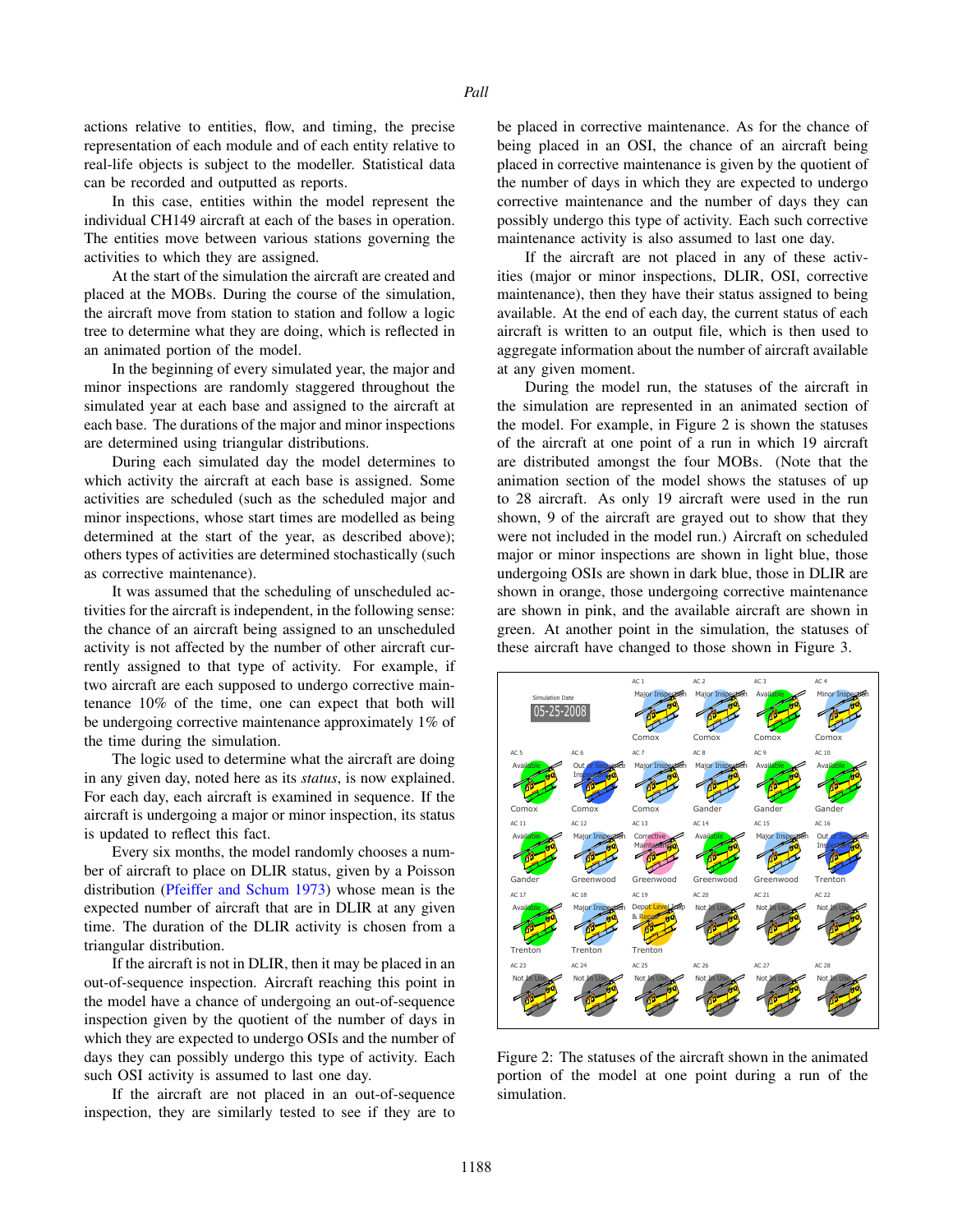actions relative to entities, flow, and timing, the precise representation of each module and of each entity relative to real-life objects is subject to the modeller. Statistical data can be recorded and outputted as reports.

In this case, entities within the model represent the individual CH149 aircraft at each of the bases in operation. The entities move between various stations governing the activities to which they are assigned.

At the start of the simulation the aircraft are created and placed at the MOBs. During the course of the simulation, the aircraft move from station to station and follow a logic tree to determine what they are doing, which is reflected in an animated portion of the model.

In the beginning of every simulated year, the major and minor inspections are randomly staggered throughout the simulated year at each base and assigned to the aircraft at each base. The durations of the major and minor inspections are determined using triangular distributions.

During each simulated day the model determines to which activity the aircraft at each base is assigned. Some activities are scheduled (such as the scheduled major and minor inspections, whose start times are modelled as being determined at the start of the year, as described above); others types of activities are determined stochastically (such as corrective maintenance).

It was assumed that the scheduling of unscheduled activities for the aircraft is independent, in the following sense: the chance of an aircraft being assigned to an unscheduled activity is not affected by the number of other aircraft currently assigned to that type of activity. For example, if two aircraft are each supposed to undergo corrective maintenance 10% of the time, one can expect that both will be undergoing corrective maintenance approximately 1% of the time during the simulation.

The logic used to determine what the aircraft are doing in any given day, noted here as its *status*, is now explained. For each day, each aircraft is examined in sequence. If the aircraft is undergoing a major or minor inspection, its status is updated to reflect this fact.

Every six months, the model randomly chooses a number of aircraft to place on DLIR status, given by a Poisson distribution (Pfeiffer and Schum 1973) whose mean is the expected number of aircraft that are in DLIR at any given time. The duration of the DLIR activity is chosen from a triangular distribution.

If the aircraft is not in DLIR, then it may be placed in an out-of-sequence inspection. Aircraft reaching this point in the model have a chance of undergoing an out-of-sequence inspection given by the quotient of the number of days in which they are expected to undergo OSIs and the number of days they can possibly undergo this type of activity. Each such OSI activity is assumed to last one day.

If the aircraft are not placed in an out-of-sequence inspection, they are similarly tested to see if they are to be placed in corrective maintenance. As for the chance of being placed in an OSI, the chance of an aircraft being placed in corrective maintenance is given by the quotient of the number of days in which they are expected to undergo corrective maintenance and the number of days they can possibly undergo this type of activity. Each such corrective maintenance activity is also assumed to last one day.

If the aircraft are not placed in any of these activities (major or minor inspections, DLIR, OSI, corrective maintenance), then they have their status assigned to being available. At the end of each day, the current status of each aircraft is written to an output file, which is then used to aggregate information about the number of aircraft available at any given moment.

During the model run, the statuses of the aircraft in the simulation are represented in an animated section of the model. For example, in Figure 2 is shown the statuses of the aircraft at one point of a run in which 19 aircraft are distributed amongst the four MOBs. (Note that the animation section of the model shows the statuses of up to 28 aircraft. As only 19 aircraft were used in the run shown, 9 of the aircraft are grayed out to show that they were not included in the model run.) Aircraft on scheduled major or minor inspections are shown in light blue, those undergoing OSIs are shown in dark blue, those in DLIR are shown in orange, those undergoing corrective maintenance are shown in pink, and the available aircraft are shown in green. At another point in the simulation, the statuses of these aircraft have changed to those shown in Figure 3.

Figure 2: The statuses of the aircraft shown in the animated portion of the model at one point during a run of the simulation.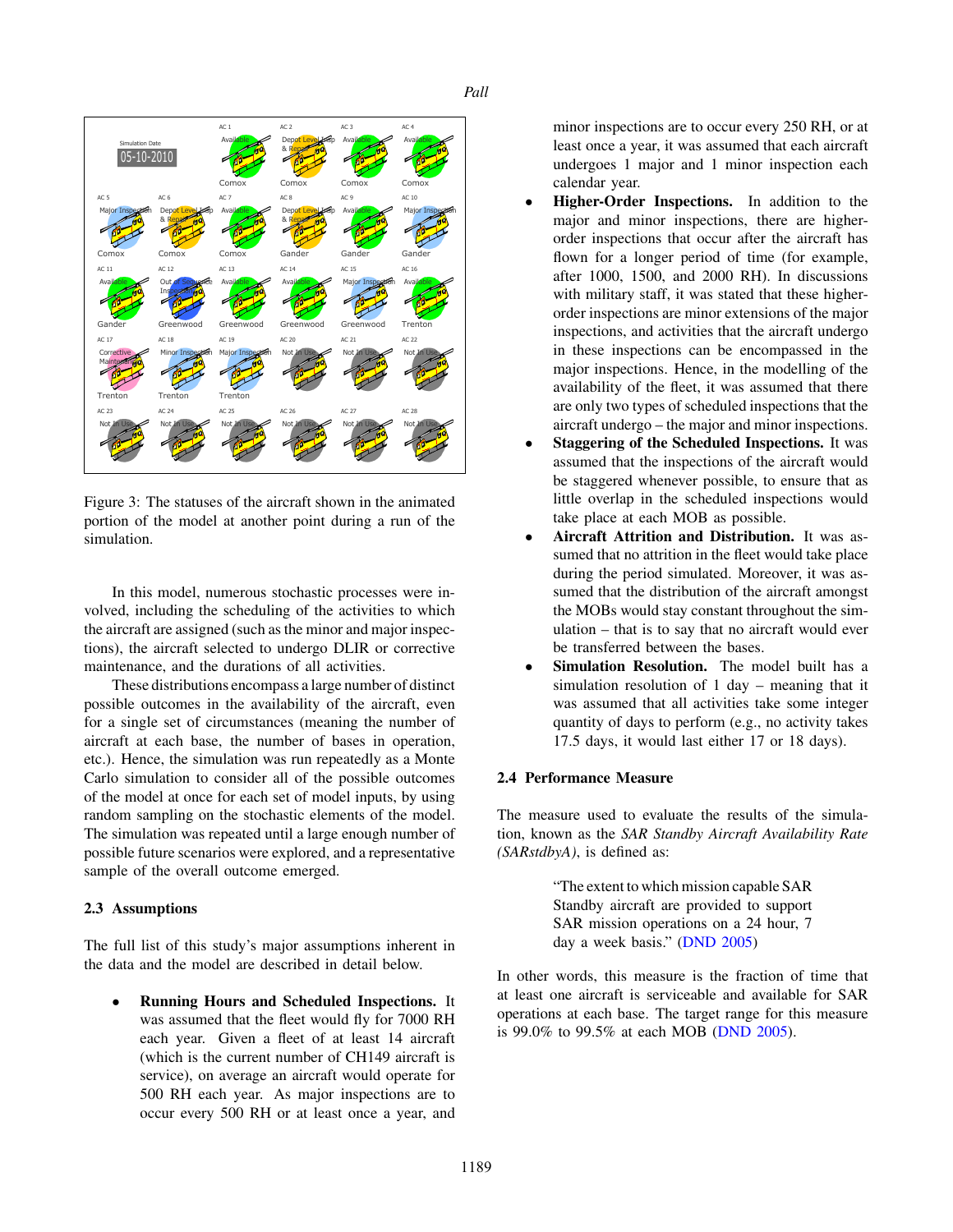Figure 3: The statuses of the aircraft shown in the animated portion of the model at another point during a run of the simulation.

In this model, numerous stochastic processes were involved, including the scheduling of the activities to which the aircraft are assigned (such as the minor and major inspections), the aircraft selected to undergo DLIR or corrective maintenance, and the durations of all activities.

These distributions encompass a large number of distinct possible outcomes in the availability of the aircraft, even for a single set of circumstances (meaning the number of aircraft at each base, the number of bases in operation, etc.). Hence, the simulation was run repeatedly as a Monte Carlo simulation to consider all of the possible outcomes of the model at once for each set of model inputs, by using random sampling on the stochastic elements of the model. The simulation was repeated until a large enough number of possible future scenarios were explored, and a representative sample of the overall outcome emerged.

### 2.3 Assumptions

The full list of this study's major assumptions inherent in the data and the model are described in detail below.

- **Running Hours and Scheduled Inspections.** It was assumed that the fleet would fly for 7000 RH each year. Given a fleet of at least 14 aircraft (which is the current number of CH149 aircraft is service), on average an aircraft would operate for 500 RH each year. As major inspections are to occur every 500 RH or at least once a year, and minor inspections are to occur every 250 RH, or at least once a year, it was assumed that each aircraft undergoes 1 major and 1 minor inspection each calendar year.
- **Higher-Order Inspections.** In addition to the major and minor inspections, there are higher-order inspections that occur after the aircraft has flown for a longer period of time (for example, after 1000, 1500, and 2000 RH). In discussions with military staff, it was stated that these higher-order inspections are minor extensions of the major inspections, and activities that the aircraft undergo in these inspections can be encompassed in the major inspections. Hence, in the modelling of the availability of the fleet, it was assumed that there are only two types of scheduled inspections that the aircraft undergo – the major and minor inspections.
- **Staggering of the Scheduled Inspections.** It was assumed that the inspections of the aircraft would be staggered whenever possible, to ensure that as little overlap in the scheduled inspections would take place at each MOB as possible.
- **Aircraft Attrition and Distribution.** It was assumed that no attrition in the fleet would take place during the period simulated. Moreover, it was assumed that the distribution of the aircraft amongst the MOBs would stay constant throughout the simulation – that is to say that no aircraft would ever be transferred between the bases.
- **Simulation Resolution.** The model built has a simulation resolution of 1 day – meaning that it was assumed that all activities take some integer quantity of days to perform (e.g., no activity takes 17.5 days, it would last either 17 or 18 days).

### 2.4 Performance Measure

The measure used to evaluate the results of the simulation, known as the *SAR Standby Aircraft Availability Rate (SARstdbyA)*, is defined as:

> "The extent to which mission capable SAR Standby aircraft are provided to support SAR mission operations on a 24 hour, 7 day a week basis." (DND 2005)

In other words, this measure is the fraction of time that at least one aircraft is serviceable and available for SAR operations at each base. The target range for this measure is 99.0% to 99.5% at each MOB (DND 2005).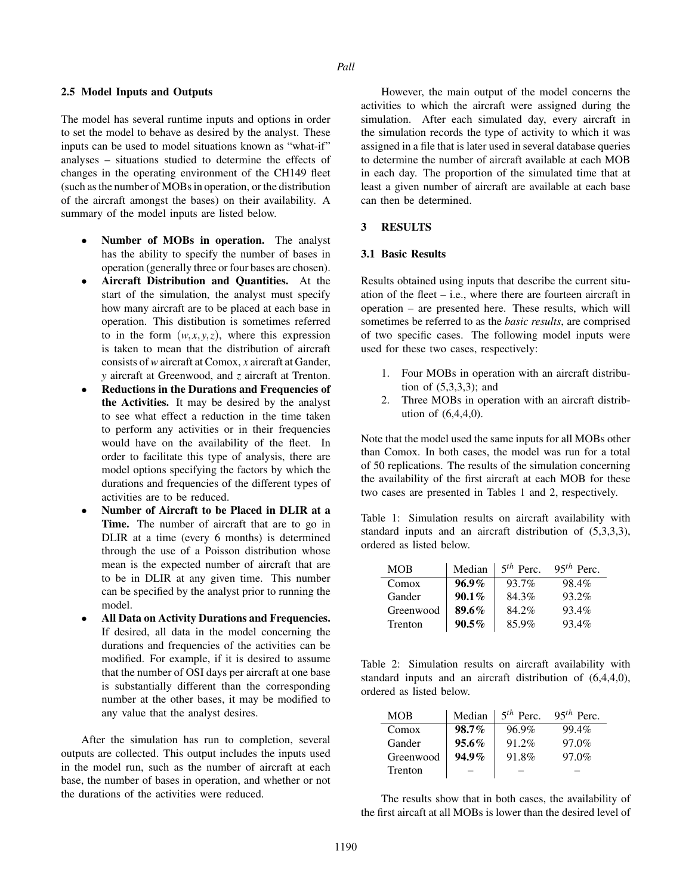### 2.5 Model Inputs and Outputs

The model has several runtime inputs and options in order to set the model to behave as desired by the analyst. These inputs can be used to model situations known as "what-if" analyses – situations studied to determine the effects of changes in the operating environment of the CH149 fleet (such as the number of MOBs in operation, or the distribution of the aircraft amongst the bases) on their availability. A summary of the model inputs are listed below.

- **Number of MOBs in operation.** The analyst has the ability to specify the number of bases in operation (generally three or four bases are chosen).
- **Aircraft Distribution and Quantities.** At the start of the simulation, the analyst must specify how many aircraft are to be placed at each base in operation. This distibution is sometimes referred to in the form $(w,x,y,z)$, where this expression is taken to mean that the distribution of aircraft consists of $w$ aircraft at Comox, $x$ aircraft at Gander, $y$ aircraft at Greenwood, and $z$ aircraft at Trenton.
- **Reductions in the Durations and Frequencies of the Activities.** It may be desired by the analyst to see what effect a reduction in the time taken to perform any activities or in their frequencies would have on the availability of the fleet. In order to facilitate this type of analysis, there are model options specifying the factors by which the durations and frequencies of the different types of activities are to be reduced.
- **Number of Aircraft to be Placed in DLIR at a Time.** The number of aircraft that are to go in DLIR at a time (every 6 months) is determined through the use of a Poisson distribution whose mean is the expected number of aircraft that are to be in DLIR at any given time. This number can be specified by the analyst prior to running the model.
- **All Data on Activity Durations and Frequencies.** If desired, all data in the model concerning the durations and frequencies of the activities can be modified. For example, if it is desired to assume that the number of OSI days per aircraft at one base is substantially different than the corresponding number at the other bases, it may be modified to any value that the analyst desires.

After the simulation has run to completion, several outputs are collected. This output includes the inputs used in the model run, such as the number of aircraft at each base, the number of bases in operation, and whether or not the durations of the activities were reduced.

However, the main output of the model concerns the activities to which the aircraft were assigned during the simulation. After each simulated day, every aircraft in the simulation records the type of activity to which it was assigned in a file that is later used in several database queries to determine the number of aircraft available at each MOB in each day. The proportion of the simulated time that at least a given number of aircraft are available at each base can then be determined.

## 3 RESULTS

### 3.1 Basic Results

Results obtained using inputs that describe the current situation of the fleet – i.e., where there are fourteen aircraft in operation – are presented here. These results, which will sometimes be referred to as the *basic results*, are comprised of two specific cases. The following model inputs were used for these two cases, respectively:

1. Four MOBs in operation with an aircraft distribution of (5,3,3,3); and
2. Three MOBs in operation with an aircraft distribution of (6,4,4,0).

Note that the model used the same inputs for all MOBs other than Comox. In both cases, the model was run for a total of 50 replications. The results of the simulation concerning the availability of the first aircraft at each MOB for these two cases are presented in Tables 1 and 2, respectively.

Table 1: Simulation results on aircraft availability with standard inputs and an aircraft distribution of (5,3,3,3), ordered as listed below.

| MOB | Median | $5^{th}$ Perc. | $95^{th}$ Perc. |
|---|---|---|---|
| Comox | **96.9%** | 93.7% | 98.4% |
| Gander | **90.1%** | 84.3% | 93.2% |
| Greenwood | **89.6%** | 84.2% | 93.4% |
| Trenton | **90.5%** | 85.9% | 93.4% |

Table 2: Simulation results on aircraft availability with standard inputs and an aircraft distribution of (6,4,4,0), ordered as listed below.

| MOB | Median | $5^{th}$ Perc. | $95^{th}$ Perc. |
|---|---|---|---|
| Comox | **98.7%** | 96.9% | 99.4% |
| Gander | **95.6%** | 91.2% | 97.0% |
| Greenwood | **94.9%** | 91.8% | 97.0% |
| Trenton | – | – | – |

The results show that in both cases, the availability of the first aircraft at all MOBs is lower than the desired level of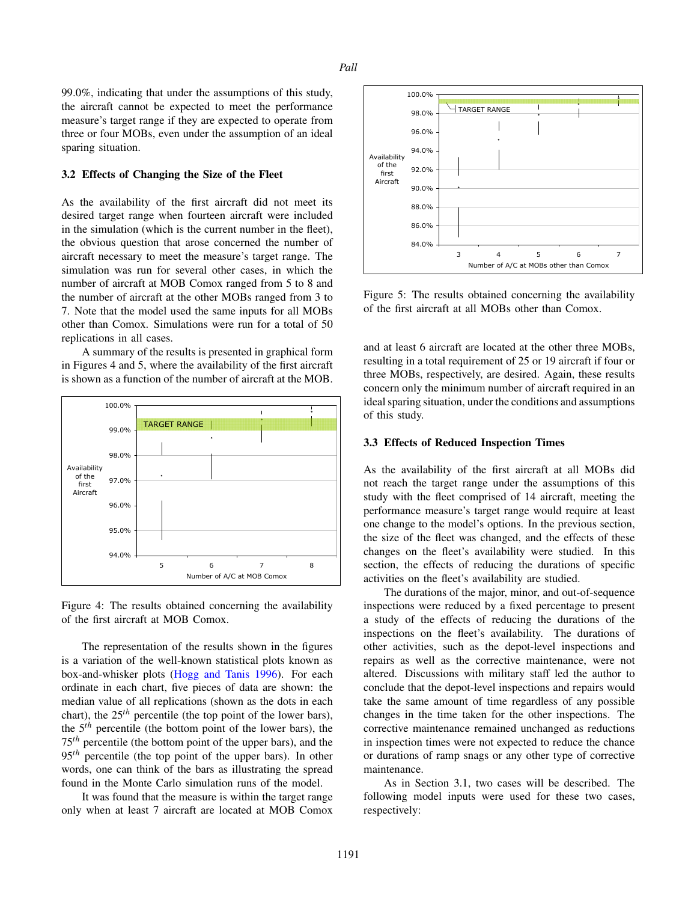99.0%, indicating that under the assumptions of this study, the aircraft cannot be expected to meet the performance measure's target range if they are expected to operate from three or four MOBs, even under the assumption of an ideal sparing situation.

### 3.2 Effects of Changing the Size of the Fleet

As the availability of the first aircraft did not meet its desired target range when fourteen aircraft were included in the simulation (which is the current number in the fleet), the obvious question that arose concerned the number of aircraft necessary to meet the measure's target range. The simulation was run for several other cases, in which the number of aircraft at MOB Comox ranged from 5 to 8 and the number of aircraft at the other MOBs ranged from 3 to 7. Note that the model used the same inputs for all MOBs other than Comox. Simulations were run for a total of 50 replications in all cases.

A summary of the results is presented in graphical form in Figures 4 and 5, where the availability of the first aircraft is shown as a function of the number of aircraft at the MOB.

Figure 4: The results obtained concerning the availability of the first aircraft at MOB Comox.

The representation of the results shown in the figures is a variation of the well-known statistical plots known as box-and-whisker plots (Hogg and Tanis 1996). For each ordinate in each chart, five pieces of data are shown: the median value of all replications (shown as the dots in each chart), the $25^{th}$ percentile (the top point of the lower bars), the $5^{th}$ percentile (the bottom point of the lower bars), the $75^{th}$ percentile (the bottom point of the upper bars), and the $95^{th}$ percentile (the top point of the upper bars). In other words, one can think of the bars as illustrating the spread found in the Monte Carlo simulation runs of the model.

It was found that the measure is within the target range only when at least 7 aircraft are located at MOB Comox and at least 6 aircraft are located at the other three MOBs, resulting in a total requirement of 25 or 19 aircraft if four or three MOBs, respectively, are desired. Again, these results concern only the minimum number of aircraft required in an ideal sparing situation, under the conditions and assumptions of this study.

Figure 5: The results obtained concerning the availability of the first aircraft at all MOBs other than Comox.

### 3.3 Effects of Reduced Inspection Times

As the availability of the first aircraft at all MOBs did not reach the target range under the assumptions of this study with the fleet comprised of 14 aircraft, meeting the performance measure's target range would require at least one change to the model's options. In the previous section, the size of the fleet was changed, and the effects of these changes on the fleet's availability were studied. In this section, the effects of reducing the durations of specific activities on the fleet's availability are studied.

The durations of the major, minor, and out-of-sequence inspections were reduced by a fixed percentage to present a study of the effects of reducing the durations of the inspections on the fleet's availability. The durations of other activities, such as the depot-level inspections and repairs as well as the corrective maintenance, were not altered. Discussions with military staff led the author to conclude that the depot-level inspections and repairs would take the same amount of time regardless of any possible changes in the time taken for the other inspections. The corrective maintenance remained unchanged as reductions in inspection times were not expected to reduce the chance or durations of ramp snags or any other type of corrective maintenance.

As in Section 3.1, two cases will be described. The following model inputs were used for these two cases, respectively: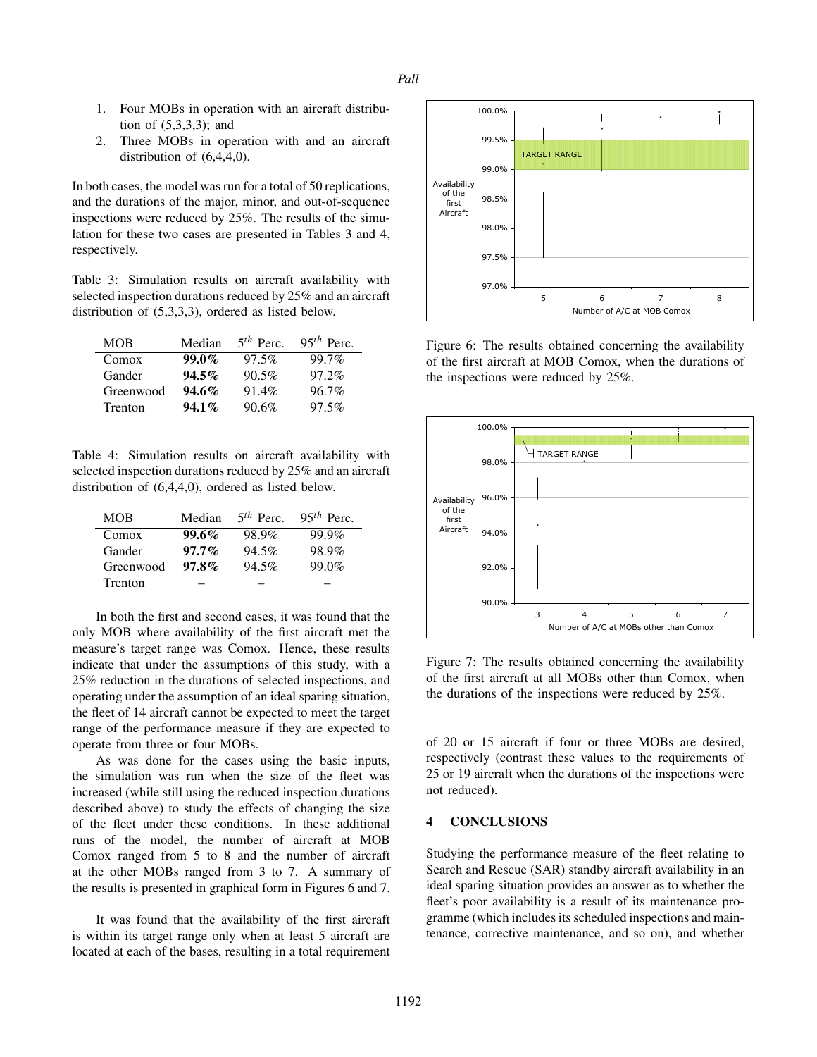1. Four MOBs in operation with an aircraft distribution of (5,3,3,3); and
2. Three MOBs in operation with and an aircraft distribution of (6,4,4,0).

In both cases, the model was run for a total of 50 replications, and the durations of the major, minor, and out-of-sequence inspections were reduced by 25%. The results of the simulation for these two cases are presented in Tables 3 and 4, respectively.

Table 3: Simulation results on aircraft availability with selected inspection durations reduced by 25% and an aircraft distribution of (5,3,3,3), ordered as listed below.

| MOB | Median | $5^{th}$ Perc. | $95^{th}$ Perc. |
|---|---|---|---|
| Comox | **99.0%** | 97.5% | 99.7% |
| Gander | **94.5%** | 90.5% | 97.2% |
| Greenwood | **94.6%** | 91.4% | 96.7% |
| Trenton | **94.1%** | 90.6% | 97.5% |

Table 4: Simulation results on aircraft availability with selected inspection durations reduced by 25% and an aircraft distribution of (6,4,4,0), ordered as listed below.

| MOB | Median | $5^{th}$ Perc. | $95^{th}$ Perc. |
|---|---|---|---|
| Comox | **99.6%** | 98.9% | 99.9% |
| Gander | **97.7%** | 94.5% | 98.9% |
| Greenwood | **97.8%** | 94.5% | 99.0% |
| Trenton | – | – | – |

In both the first and second cases, it was found that the only MOB where availability of the first aircraft met the measure's target range was Comox. Hence, these results indicate that under the assumptions of this study, with a 25% reduction in the durations of selected inspections, and operating under the assumption of an ideal sparing situation, the fleet of 14 aircraft cannot be expected to meet the target range of the performance measure if they are expected to operate from three or four MOBs.

As was done for the cases using the basic inputs, the simulation was run when the size of the fleet was increased (while still using the reduced inspection durations described above) to study the effects of changing the size of the fleet under these conditions. In these additional runs of the model, the number of aircraft at MOB Comox ranged from 5 to 8 and the number of aircraft at the other MOBs ranged from 3 to 7. A summary of the results is presented in graphical form in Figures 6 and 7.

It was found that the availability of the first aircraft is within its target range only when at least 5 aircraft are located at each of the bases, resulting in a total requirement of 20 or 15 aircraft if four or three MOBs are desired, respectively (contrast these values to the requirements of 25 or 19 aircraft when the durations of the inspections were not reduced).

Figure 6: The results obtained concerning the availability of the first aircraft at MOB Comox, when the durations of the inspections were reduced by 25%.

Figure 7: The results obtained concerning the availability of the first aircraft at all MOBs other than Comox, when the durations of the inspections were reduced by 25%.

## 4 CONCLUSIONS

Studying the performance measure of the fleet relating to Search and Rescue (SAR) standby aircraft availability in an ideal sparing situation provides an answer as to whether the fleet's poor availability is a result of its maintenance programme (which includes its scheduled inspections and maintenance, corrective maintenance, and so on), and whether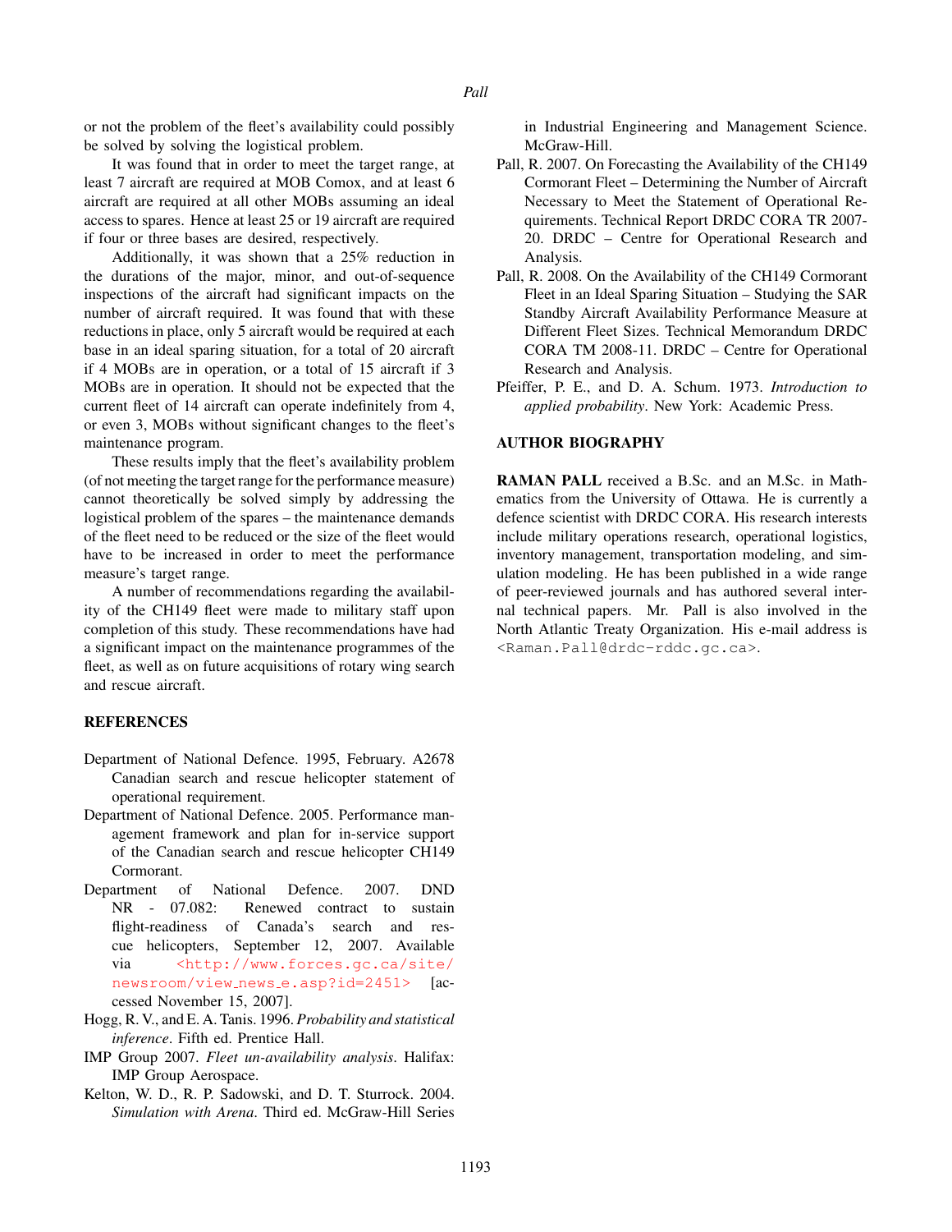or not the problem of the fleet's availability could possibly be solved by solving the logistical problem.

It was found that in order to meet the target range, at least 7 aircraft are required at MOB Comox, and at least 6 aircraft are required at all other MOBs assuming an ideal access to spares. Hence at least 25 or 19 aircraft are required if four or three bases are desired, respectively.

Additionally, it was shown that a 25% reduction in the durations of the major, minor, and out-of-sequence inspections of the aircraft had significant impacts on the number of aircraft required. It was found that with these reductions in place, only 5 aircraft would be required at each base in an ideal sparing situation, for a total of 20 aircraft if 4 MOBs are in operation, or a total of 15 aircraft if 3 MOBs are in operation. It should not be expected that the current fleet of 14 aircraft can operate indefinitely from 4, or even 3, MOBs without significant changes to the fleet's maintenance program.

These results imply that the fleet's availability problem (of not meeting the target range for the performance measure) cannot theoretically be solved simply by addressing the logistical problem of the spares – the maintenance demands of the fleet need to be reduced or the size of the fleet would have to be increased in order to meet the performance measure's target range.

A number of recommendations regarding the availability of the CH149 fleet were made to military staff upon completion of this study. These recommendations have had a significant impact on the maintenance programmes of the fleet, as well as on future acquisitions of rotary wing search and rescue aircraft.

## REFERENCES

Department of National Defence. 1995, February. A2678 Canadian search and rescue helicopter statement of operational requirement.

Department of National Defence. 2005. Performance management framework and plan for in-service support of the Canadian search and rescue helicopter CH149 Cormorant.

Department of National Defence. 2007. DND NR - 07.082: Renewed contract to sustain flight-readiness of Canada's search and rescue helicopters, September 12, 2007. Available via <http://www.forces.gc.ca/site/newsroom/view_news_e.asp?id=2451> [accessed November 15, 2007].

Hogg, R. V., and E. A. Tanis. 1996. *Probability and statistical inference*. Fifth ed. Prentice Hall.

IMP Group 2007. *Fleet un-availability analysis*. Halifax: IMP Group Aerospace.

Kelton, W. D., R. P. Sadowski, and D. T. Sturrock. 2004. *Simulation with Arena*. Third ed. McGraw-Hill Series in Industrial Engineering and Management Science. McGraw-Hill.

Pall, R. 2007. On Forecasting the Availability of the CH149 Cormorant Fleet – Determining the Number of Aircraft Necessary to Meet the Statement of Operational Requirements. Technical Report DRDC CORA TR 2007-20. DRDC – Centre for Operational Research and Analysis.

Pall, R. 2008. On the Availability of the CH149 Cormorant Fleet in an Ideal Sparing Situation – Studying the SAR Standby Aircraft Availability Performance Measure at Different Fleet Sizes. Technical Memorandum DRDC CORA TM 2008-11. DRDC – Centre for Operational Research and Analysis.

Pfeiffer, P. E., and D. A. Schum. 1973. *Introduction to applied probability*. New York: Academic Press.

## AUTHOR BIOGRAPHY

**RAMAN PALL** received a B.Sc. and an M.Sc. in Mathematics from the University of Ottawa. He is currently a defence scientist with DRDC CORA. His research interests include military operations research, operational logistics, inventory management, transportation modeling, and simulation modeling. He has been published in a wide range of peer-reviewed journals and has authored several internal technical papers. Mr. Pall is also involved in the North Atlantic Treaty Organization. His e-mail address is <Raman.Pall@drdc-rddc.gc.ca>.